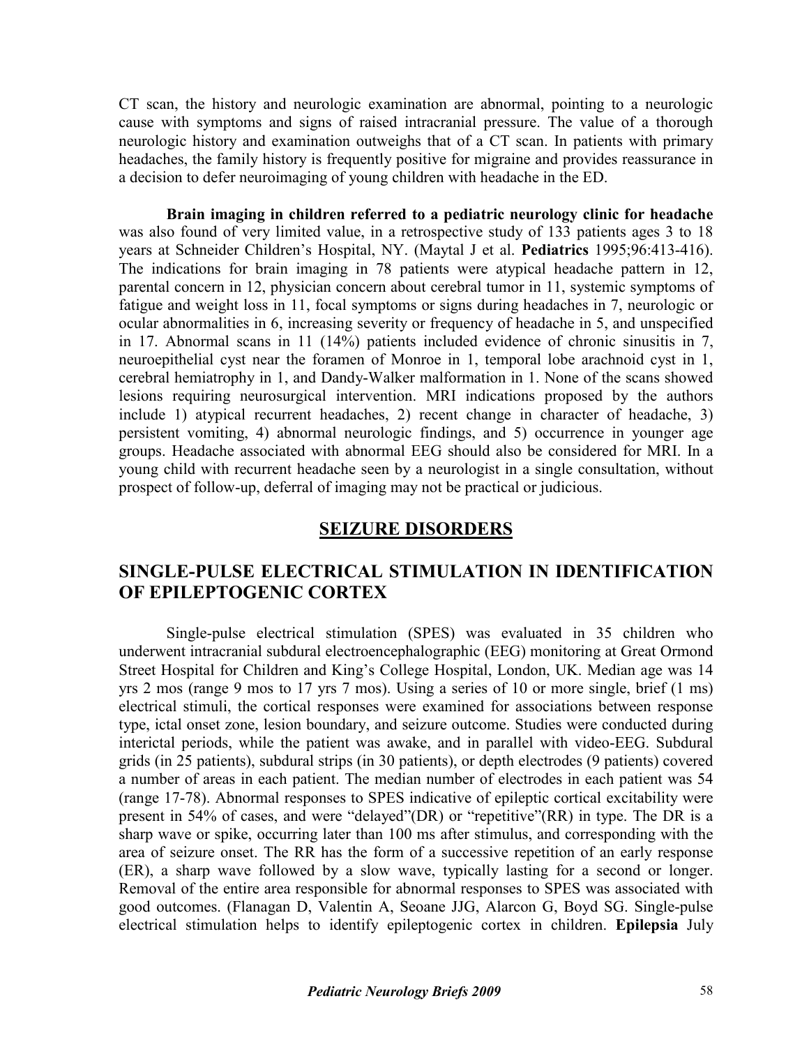CT scan, the history and neurologic examination are abnormal, pointing to a neurologic cause with symptoms and signs of raised intracranial pressure. The value of a thorough neurologic history and examination outweighs that of a CT scan. In patients with primary headaches, the family history is frequently positive for migraine and provides reassurance in a decision to defer neuroimaging of young children with headache in the ED.

**Brain imaging in children referred to a pediatric neurology clinic for headache** was also found of very limited value, in a retrospective study of 133 patients ages 3 to 18 years at Schneider Children's Hospital, NY. (Maytal J et al. **Pediatrics** 1995;96:413-416). The indications for brain imaging in 78 patients were atypical headache pattern in 12, parental concern in 12, physician concern about cerebral tumor in 11, systemic symptoms of fatigue and weight loss in 11, focal symptoms or signs during headaches in 7, neurologic or ocular abnormalities in 6, increasing severity or frequency of headache in 5, and unspecified in 17. Abnormal scans in 11 (14%) patients included evidence of chronic sinusitis in 7, neuroepithelial cyst near the foramen of Monroe in 1, temporal lobe arachnoid cyst in 1, cerebral hemiatrophy in 1, and Dandy-Walker malformation in 1. None of the scans showed lesions requiring neurosurgical intervention. MRI indications proposed by the authors include 1) atypical recurrent headaches, 2) recent change in character of headache, 3) persistent vomiting, 4) abnormal neurologic findings, and 5) occurrence in younger age groups. Headache associated with abnormal EEG should also be considered for MRI. In a young child with recurrent headache seen by a neurologist in a single consultation, without prospect of follow-up, deferral of imaging may not be practical or judicious.

# SEIZURE DISORDERS

## SINGLE-PULSE ELECTRICAL STIMULATION IN IDENTIFICATION OF EPILEPTOGENIC CORTEX

Single-pulse electrical stimulation (SPES) was evaluated in 35 children who underwent intracranial subdural electroencephalographic (EEG) monitoring at Great Ormond Street Hospital for Children and King's College Hospital, London, UK. Median age was 14 yrs 2 mos (range 9 mos to 17 yrs 7 mos). Using a series of 10 or more single, brief (1 ms) electrical stimuli, the cortical responses were examined for associations between response type, ictal onset zone, lesion boundary, and seizure outcome. Studies were conducted during interictal periods, while the patient was awake, and in parallel with video-EEG. Subdural grids (in 25 patients), subdural strips (in 30 patients), or depth electrodes (9 patients) covered a number of areas in each patient. The median number of electrodes in each patient was 54 (range 17-78). Abnormal responses to SPES indicative of epileptic cortical excitability were present in 54% of cases, and were "delayed"(DR) or "repetitive"(RR) in type. The DR is a sharp wave or spike, occurring later than 100 ms after stimulus, and corresponding with the area of seizure onset. The RR has the form of a successive repetition of an early response (ER), a sharp wave followed by a slow wave, typically lasting for a second or longer. Removal of the entire area responsible for abnormal responses to SPES was associated with good outcomes. (Flanagan D, Valentin A, Seoane JJG, Alarcon G, Boyd SG. Single-pulse electrical stimulation helps to identify epileptogenic cortex in children. **Epilepsia** July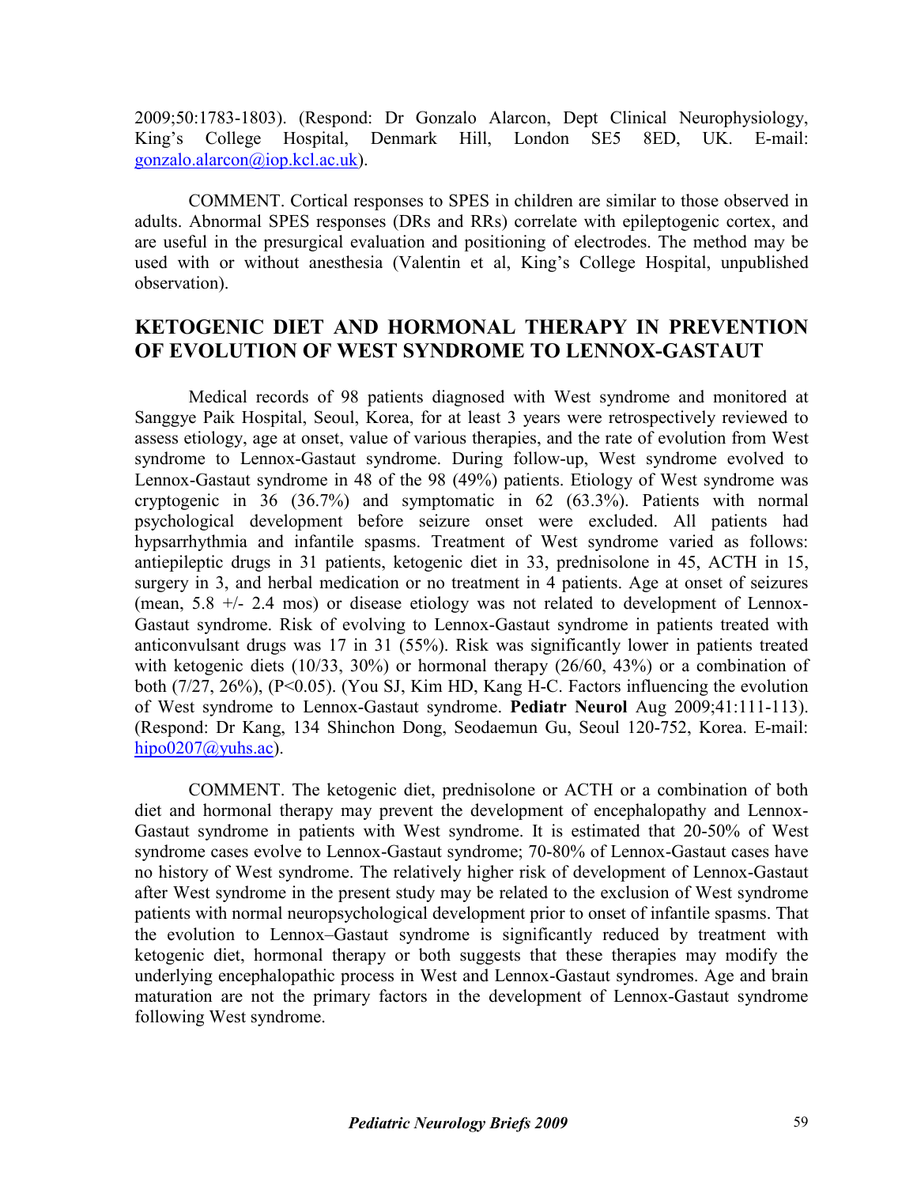2009;50:1783-1803). (Respond: Dr Gonzalo Alarcon, Dept Clinical Neurophysiology, King's College Hospital, Denmark Hill, London SE5 8ED, UK. E-mail: gonzalo.alarcon@iop.kcl.ac.uk).

COMMENT. Cortical responses to SPES in children are similar to those observed in adults. Abnormal SPES responses (DRs and RRs) correlate with epileptogenic cortex, and are useful in the presurgical evaluation and positioning of electrodes. The method may be used with or without anesthesia (Valentin et al, King's College Hospital, unpublished observation).

## KETOGENIC DIET AND HORMONAL THERAPY IN PREVENTION OF EVOLUTION OF WEST SYNDROME TO LENNOX-GASTAUT

Medical records of 98 patients diagnosed with West syndrome and monitored at Sanggye Paik Hospital, Seoul, Korea, for at least 3 years were retrospectively reviewed to assess etiology, age at onset, value of various therapies, and the rate of evolution from West syndrome to Lennox-Gastaut syndrome. During follow-up, West syndrome evolved to Lennox-Gastaut syndrome in 48 of the 98 (49%) patients. Etiology of West syndrome was cryptogenic in 36 (36.7%) and symptomatic in 62 (63.3%). Patients with normal psychological development before seizure onset were excluded. All patients had hypsarrhythmia and infantile spasms. Treatment of West syndrome varied as follows: antiepileptic drugs in 31 patients, ketogenic diet in 33, prednisolone in 45, ACTH in 15, surgery in 3, and herbal medication or no treatment in 4 patients. Age at onset of seizures (mean, 5.8 +/- 2.4 mos) or disease etiology was not related to development of Lennox-Gastaut syndrome. Risk of evolving to Lennox-Gastaut syndrome in patients treated with anticonvulsant drugs was 17 in 31 (55%). Risk was significantly lower in patients treated with ketogenic diets (10/33, 30%) or hormonal therapy (26/60, 43%) or a combination of both (7/27, 26%), ($P<0.05$). (You SJ, Kim HD, Kang H-C. Factors influencing the evolution of West syndrome to Lennox-Gastaut syndrome. **Pediatr Neurol** Aug 2009;41:111-113). (Respond: Dr Kang, 134 Shinchon Dong, Seodaemun Gu, Seoul 120-752, Korea. E-mail: hipo0207@yuhs.ac).

COMMENT. The ketogenic diet, prednisolone or ACTH or a combination of both diet and hormonal therapy may prevent the development of encephalopathy and Lennox-Gastaut syndrome in patients with West syndrome. It is estimated that 20-50% of West syndrome cases evolve to Lennox-Gastaut syndrome; 70-80% of Lennox-Gastaut cases have no history of West syndrome. The relatively higher risk of development of Lennox-Gastaut after West syndrome in the present study may be related to the exclusion of West syndrome patients with normal neuropsychological development prior to onset of infantile spasms. That the evolution to Lennox–Gastaut syndrome is significantly reduced by treatment with ketogenic diet, hormonal therapy or both suggests that these therapies may modify the underlying encephalopathic process in West and Lennox-Gastaut syndromes. Age and brain maturation are not the primary factors in the development of Lennox-Gastaut syndrome following West syndrome.